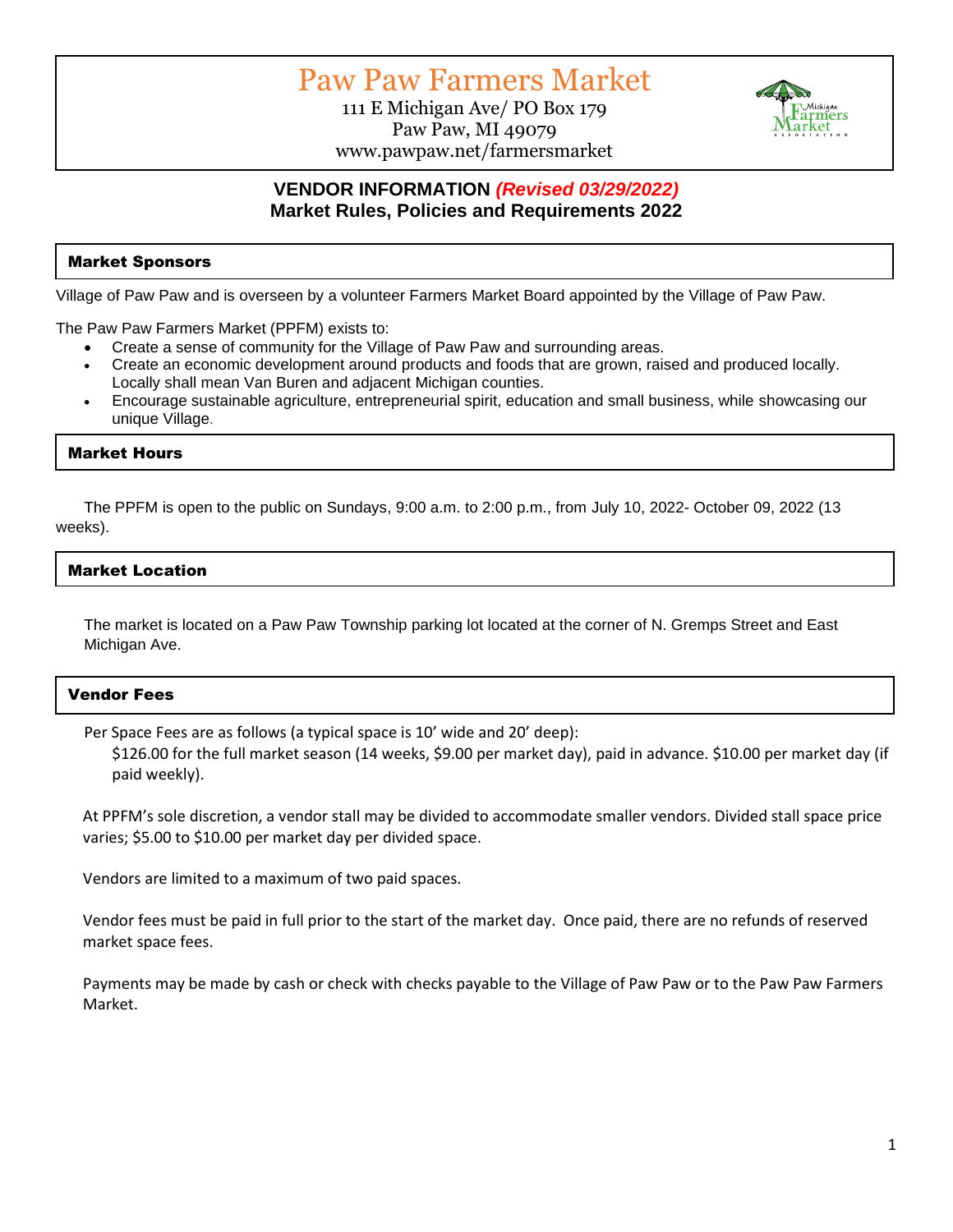# Paw Paw Farmers Market

111 E Michigan Ave/ PO Box 179
Paw Paw, MI 49079
www.pawpaw.net/farmersmarket

## VENDOR INFORMATION *(Revised 03/29/2022)*
## Market Rules, Policies and Requirements 2022

### Market Sponsors

Village of Paw Paw and is overseen by a volunteer Farmers Market Board appointed by the Village of Paw Paw.

The Paw Paw Farmers Market (PPFM) exists to:

- Create a sense of community for the Village of Paw Paw and surrounding areas.
- Create an economic development around products and foods that are grown, raised and produced locally. Locally shall mean Van Buren and adjacent Michigan counties.
- Encourage sustainable agriculture, entrepreneurial spirit, education and small business, while showcasing our unique Village.

### Market Hours

The PPFM is open to the public on Sundays, 9:00 a.m. to 2:00 p.m., from July 10, 2022- October 09, 2022 (13 weeks).

### Market Location

The market is located on a Paw Paw Township parking lot located at the corner of N. Gremps Street and East Michigan Ave.

### Vendor Fees

Per Space Fees are as follows (a typical space is 10' wide and 20' deep):

$126.00 for the full market season (14 weeks, $9.00 per market day), paid in advance. $10.00 per market day (if paid weekly).

At PPFM's sole discretion, a vendor stall may be divided to accommodate smaller vendors. Divided stall space price varies; $5.00 to $10.00 per market day per divided space.

Vendors are limited to a maximum of two paid spaces.

Vendor fees must be paid in full prior to the start of the market day. Once paid, there are no refunds of reserved market space fees.

Payments may be made by cash or check with checks payable to the Village of Paw Paw or to the Paw Paw Farmers Market.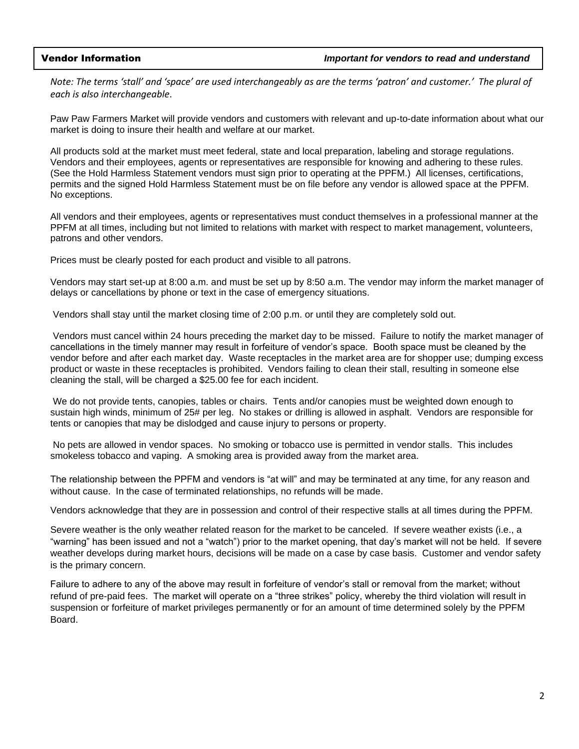## **Vendor Information** *Important for vendors to read and understand*

*Note: The terms 'stall' and 'space' are used interchangeably as are the terms 'patron' and customer.' The plural of each is also interchangeable*.

Paw Paw Farmers Market will provide vendors and customers with relevant and up-to-date information about what our market is doing to insure their health and welfare at our market.

All products sold at the market must meet federal, state and local preparation, labeling and storage regulations. Vendors and their employees, agents or representatives are responsible for knowing and adhering to these rules. (See the Hold Harmless Statement vendors must sign prior to operating at the PPFM.) All licenses, certifications, permits and the signed Hold Harmless Statement must be on file before any vendor is allowed space at the PPFM. No exceptions.

All vendors and their employees, agents or representatives must conduct themselves in a professional manner at the PPFM at all times, including but not limited to relations with market with respect to market management, volunteers, patrons and other vendors.

Prices must be clearly posted for each product and visible to all patrons.

Vendors may start set-up at 8:00 a.m. and must be set up by 8:50 a.m. The vendor may inform the market manager of delays or cancellations by phone or text in the case of emergency situations.

Vendors shall stay until the market closing time of 2:00 p.m. or until they are completely sold out.

Vendors must cancel within 24 hours preceding the market day to be missed. Failure to notify the market manager of cancellations in the timely manner may result in forfeiture of vendor's space. Booth space must be cleaned by the vendor before and after each market day. Waste receptacles in the market area are for shopper use; dumping excess product or waste in these receptacles is prohibited. Vendors failing to clean their stall, resulting in someone else cleaning the stall, will be charged a $25.00 fee for each incident.

We do not provide tents, canopies, tables or chairs. Tents and/or canopies must be weighted down enough to sustain high winds, minimum of 25# per leg. No stakes or drilling is allowed in asphalt. Vendors are responsible for tents or canopies that may be dislodged and cause injury to persons or property.

No pets are allowed in vendor spaces. No smoking or tobacco use is permitted in vendor stalls. This includes smokeless tobacco and vaping. A smoking area is provided away from the market area.

The relationship between the PPFM and vendors is "at will" and may be terminated at any time, for any reason and without cause. In the case of terminated relationships, no refunds will be made.

Vendors acknowledge that they are in possession and control of their respective stalls at all times during the PPFM.

Severe weather is the only weather related reason for the market to be canceled. If severe weather exists (i.e., a "warning" has been issued and not a "watch") prior to the market opening, that day's market will not be held. If severe weather develops during market hours, decisions will be made on a case by case basis. Customer and vendor safety is the primary concern.

Failure to adhere to any of the above may result in forfeiture of vendor's stall or removal from the market; without refund of pre-paid fees. The market will operate on a "three strikes" policy, whereby the third violation will result in suspension or forfeiture of market privileges permanently or for an amount of time determined solely by the PPFM Board.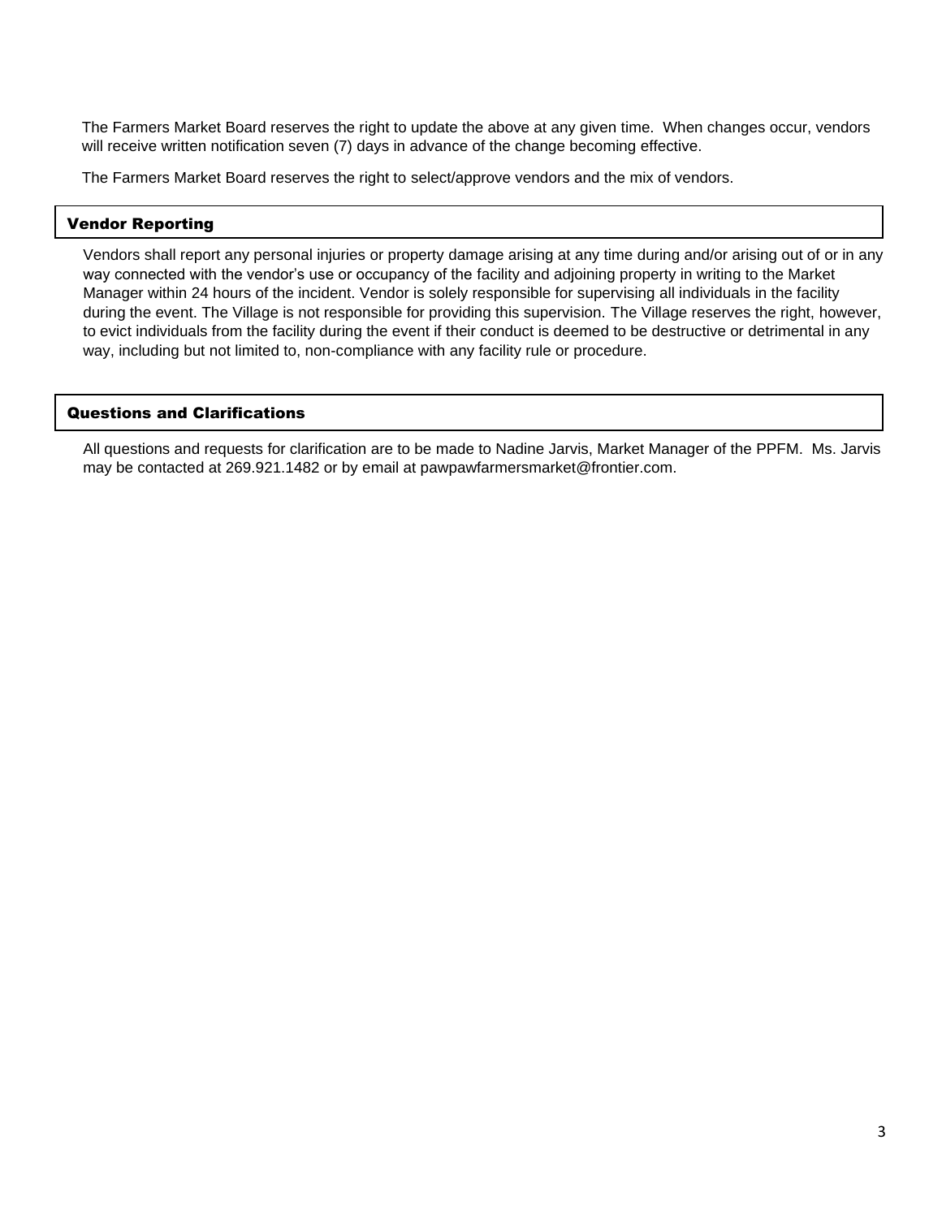The Farmers Market Board reserves the right to update the above at any given time. When changes occur, vendors will receive written notification seven (7) days in advance of the change becoming effective.

The Farmers Market Board reserves the right to select/approve vendors and the mix of vendors.

## Vendor Reporting

Vendors shall report any personal injuries or property damage arising at any time during and/or arising out of or in any way connected with the vendor's use or occupancy of the facility and adjoining property in writing to the Market Manager within 24 hours of the incident. Vendor is solely responsible for supervising all individuals in the facility during the event. The Village is not responsible for providing this supervision. The Village reserves the right, however, to evict individuals from the facility during the event if their conduct is deemed to be destructive or detrimental in any way, including but not limited to, non-compliance with any facility rule or procedure.

## Questions and Clarifications

All questions and requests for clarification are to be made to Nadine Jarvis, Market Manager of the PPFM. Ms. Jarvis may be contacted at 269.921.1482 or by email at pawpawfarmersmarket@frontier.com.